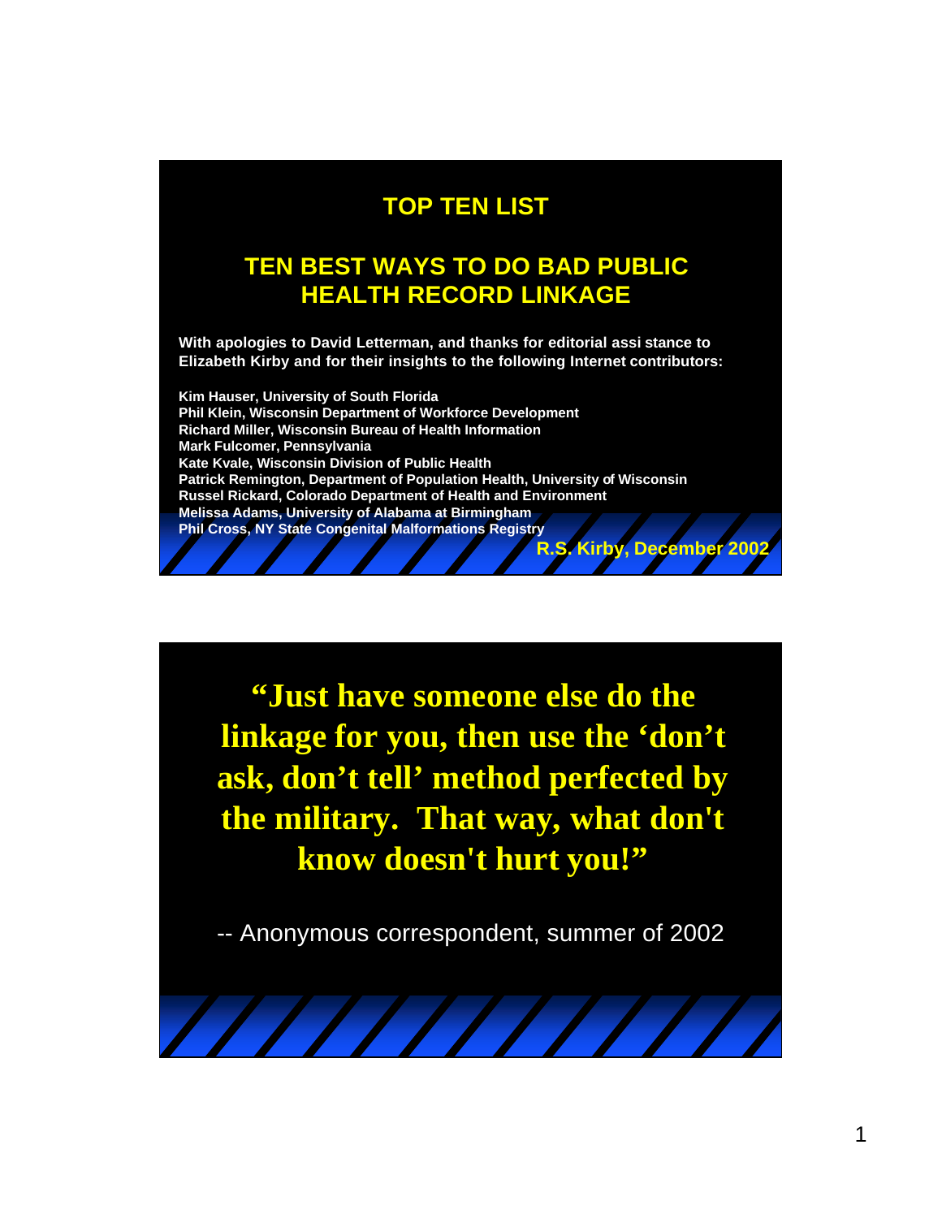# TOP TEN LIST

## TEN BEST WAYS TO DO BAD PUBLIC HEALTH RECORD LINKAGE

**With apologies to David Letterman, and thanks for editorial assi stance to Elizabeth Kirby and for their insights to the following Internet contributors:**

**Kim Hauser, University of South Florida**
**Phil Klein, Wisconsin Department of Workforce Development**
**Richard Miller, Wisconsin Bureau of Health Information**
**Mark Fulcomer, Pennsylvania**
**Kate Kvale, Wisconsin Division of Public Health**
**Patrick Remington, Department of Population Health, University of Wisconsin**
**Russel Rickard, Colorado Department of Health and Environment**
**Melissa Adams, University of Alabama at Birmingham**
**Phil Cross, NY State Congenital Malformations Registry**

**R.S. Kirby, December 2002**

---

**"Just have someone else do the linkage for you, then use the 'don't ask, don't tell' method perfected by the military. That way, what don't know doesn't hurt you!"**

-- Anonymous correspondent, summer of 2002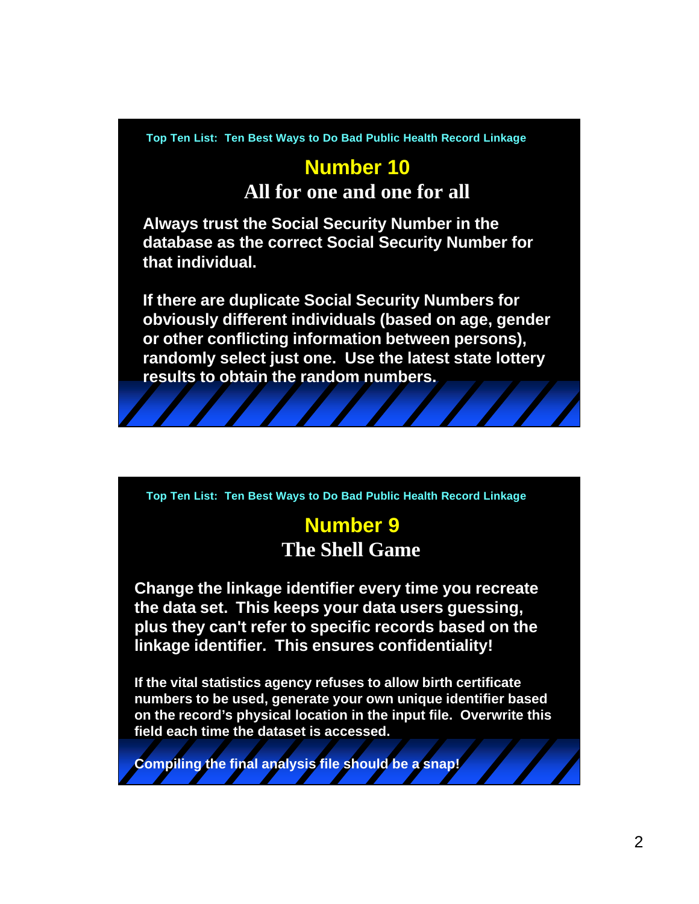Top Ten List: Ten Best Ways to Do Bad Public Health Record Linkage

## Number 10

### All for one and one for all

**Always trust the Social Security Number in the database as the correct Social Security Number for that individual.**

**If there are duplicate Social Security Numbers for obviously different individuals (based on age, gender or other conflicting information between persons), randomly select just one. Use the latest state lottery results to obtain the random numbers.**

Top Ten List: Ten Best Ways to Do Bad Public Health Record Linkage

## Number 9

### The Shell Game

**Change the linkage identifier every time you recreate the data set. This keeps your data users guessing, plus they can't refer to specific records based on the linkage identifier. This ensures confidentiality!**

**If the vital statistics agency refuses to allow birth certificate numbers to be used, generate your own unique identifier based on the record's physical location in the input file. Overwrite this field each time the dataset is accessed.**

**Compiling the final analysis file should be a snap!**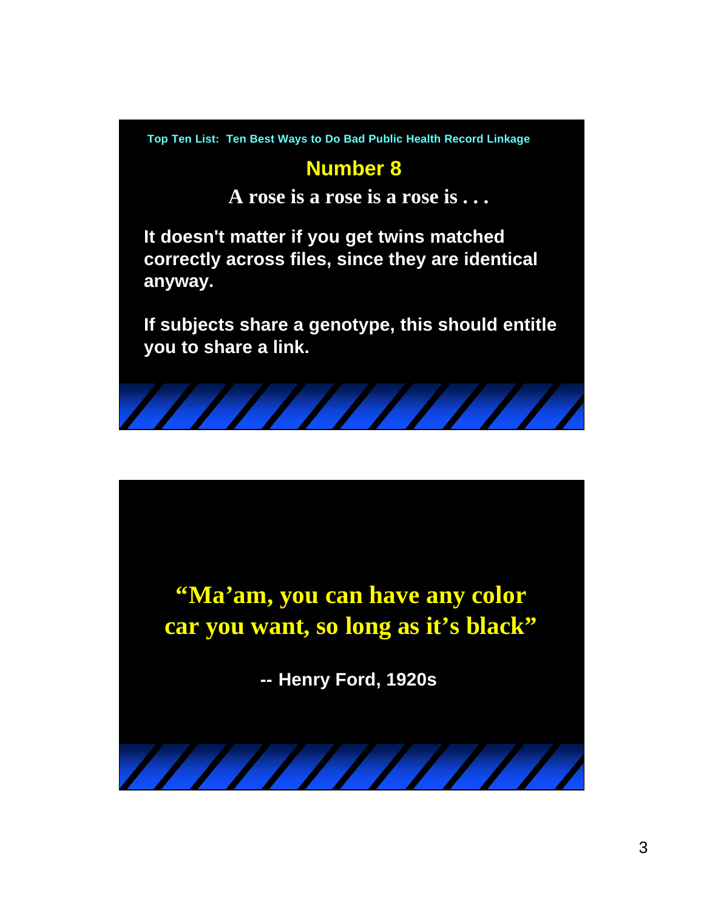Top Ten List: Ten Best Ways to Do Bad Public Health Record Linkage

## Number 8

**A rose is a rose is a rose is . . .**

**It doesn't matter if you get twins matched correctly across files, since they are identical anyway.**

**If subjects share a genotype, this should entitle you to share a link.**

---

**“Ma’am, you can have any color car you want, so long as it’s black”**

**-- Henry Ford, 1920s**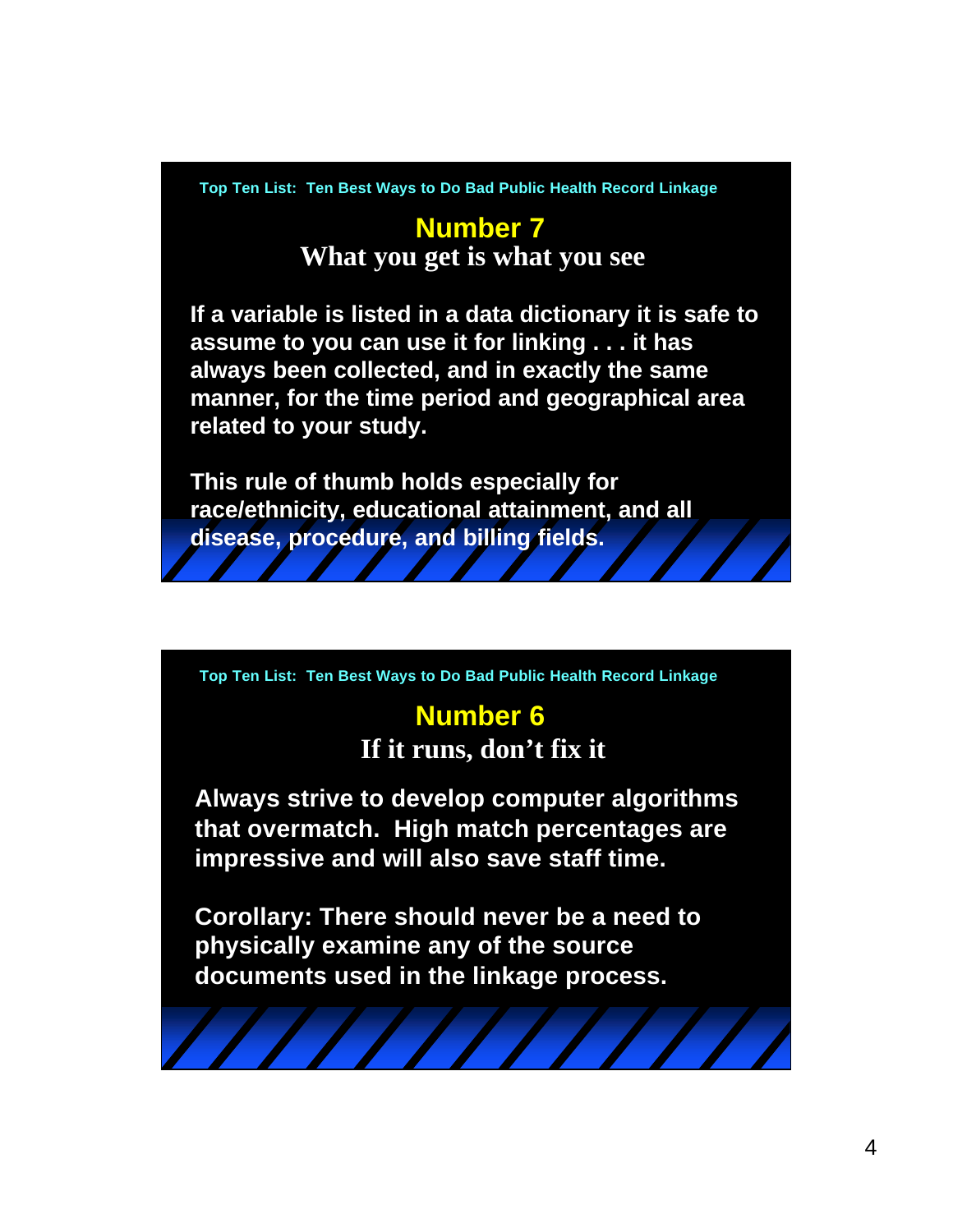Top Ten List: Ten Best Ways to Do Bad Public Health Record Linkage

## Number 7

### What you get is what you see

If a variable is listed in a data dictionary it is safe to assume to you can use it for linking . . . it has always been collected, and in exactly the same manner, for the time period and geographical area related to your study.

This rule of thumb holds especially for race/ethnicity, educational attainment, and all disease, procedure, and billing fields.

Top Ten List: Ten Best Ways to Do Bad Public Health Record Linkage

## Number 6

### If it runs, don't fix it

Always strive to develop computer algorithms that overmatch. High match percentages are impressive and will also save staff time.

Corollary: There should never be a need to physically examine any of the source documents used in the linkage process.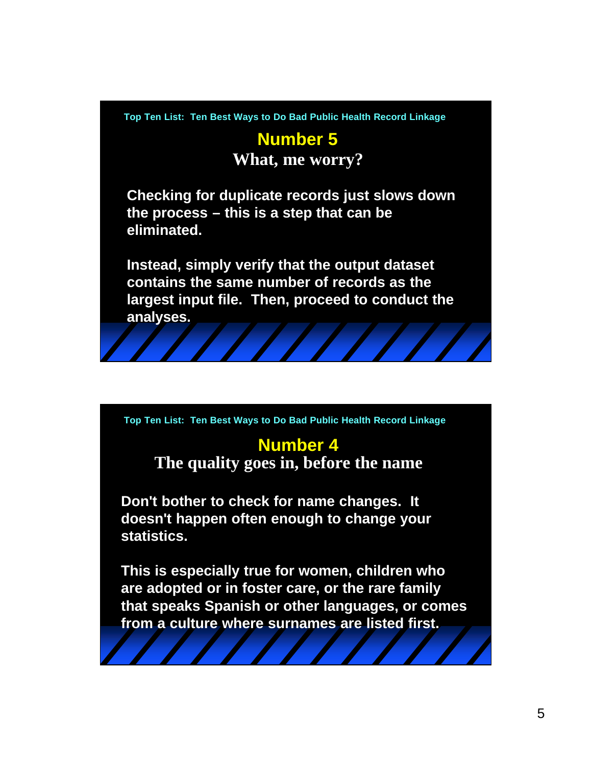Top Ten List: Ten Best Ways to Do Bad Public Health Record Linkage

## Number 5

### What, me worry?

**Checking for duplicate records just slows down the process – this is a step that can be eliminated.**

**Instead, simply verify that the output dataset contains the same number of records as the largest input file. Then, proceed to conduct the analyses.**

Top Ten List: Ten Best Ways to Do Bad Public Health Record Linkage

## Number 4

### The quality goes in, before the name

**Don't bother to check for name changes. It doesn't happen often enough to change your statistics.**

**This is especially true for women, children who are adopted or in foster care, or the rare family that speaks Spanish or other languages, or comes from a culture where surnames are listed first.**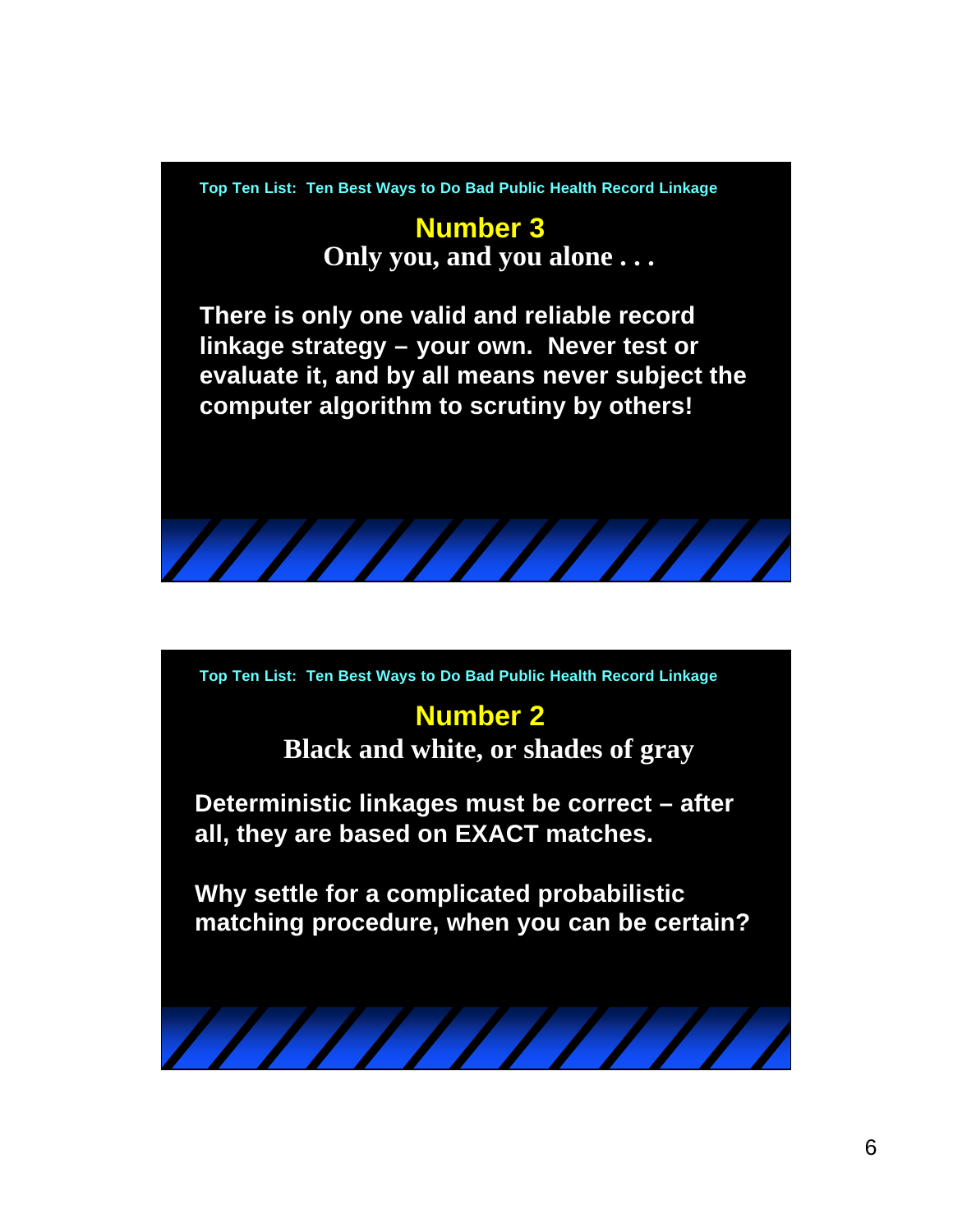Top Ten List: Ten Best Ways to Do Bad Public Health Record Linkage

## Number 3

### Only you, and you alone . . .

**There is only one valid and reliable record linkage strategy – your own. Never test or evaluate it, and by all means never subject the computer algorithm to scrutiny by others!**

Top Ten List: Ten Best Ways to Do Bad Public Health Record Linkage

## Number 2

### Black and white, or shades of gray

**Deterministic linkages must be correct – after all, they are based on EXACT matches.**

**Why settle for a complicated probabilistic matching procedure, when you can be certain?**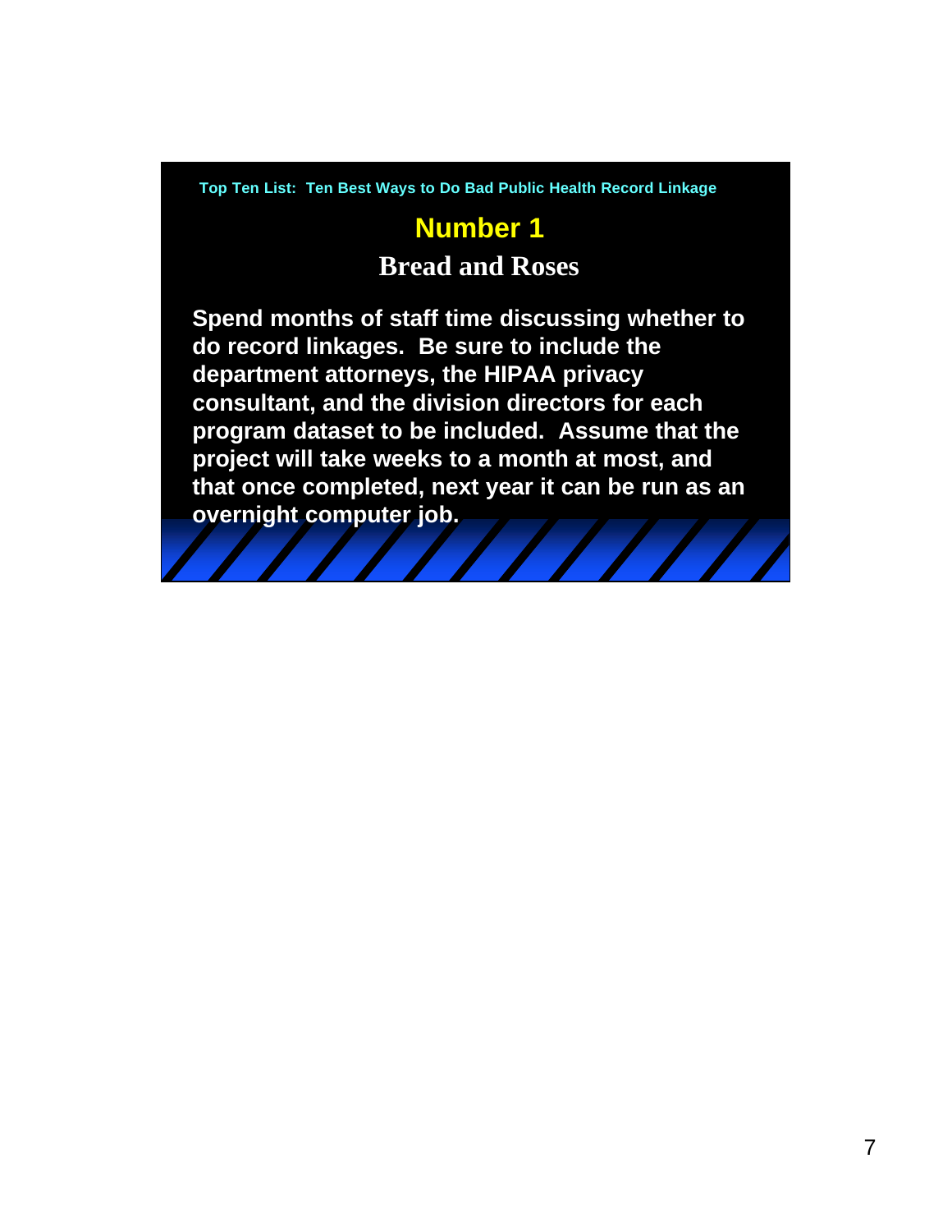Top Ten List: Ten Best Ways to Do Bad Public Health Record Linkage

## Number 1

### Bread and Roses

**Spend months of staff time discussing whether to do record linkages. Be sure to include the department attorneys, the HIPAA privacy consultant, and the division directors for each program dataset to be included. Assume that the project will take weeks to a month at most, and that once completed, next year it can be run as an overnight computer job.**